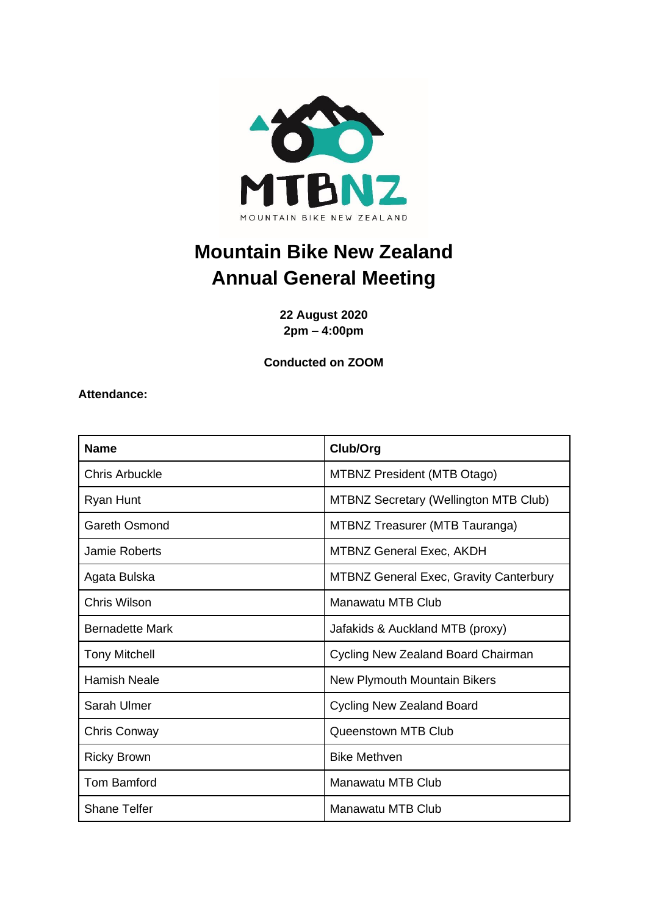# Mountain Bike New Zealand Annual General Meeting

**22 August 2020**
**2pm – 4:00pm**

**Conducted on ZOOM**

**Attendance:**

| Name | Club/Org |
|---|---|
| Chris Arbuckle | MTBNZ President (MTB Otago) |
| Ryan Hunt | MTBNZ Secretary (Wellington MTB Club) |
| Gareth Osmond | MTBNZ Treasurer (MTB Tauranga) |
| Jamie Roberts | MTBNZ General Exec, AKDH |
| Agata Bulska | MTBNZ General Exec, Gravity Canterbury |
| Chris Wilson | Manawatu MTB Club |
| Bernadette Mark | Jafakids & Auckland MTB (proxy) |
| Tony Mitchell | Cycling New Zealand Board Chairman |
| Hamish Neale | New Plymouth Mountain Bikers |
| Sarah Ulmer | Cycling New Zealand Board |
| Chris Conway | Queenstown MTB Club |
| Ricky Brown | Bike Methven |
| Tom Bamford | Manawatu MTB Club |
| Shane Telfer | Manawatu MTB Club |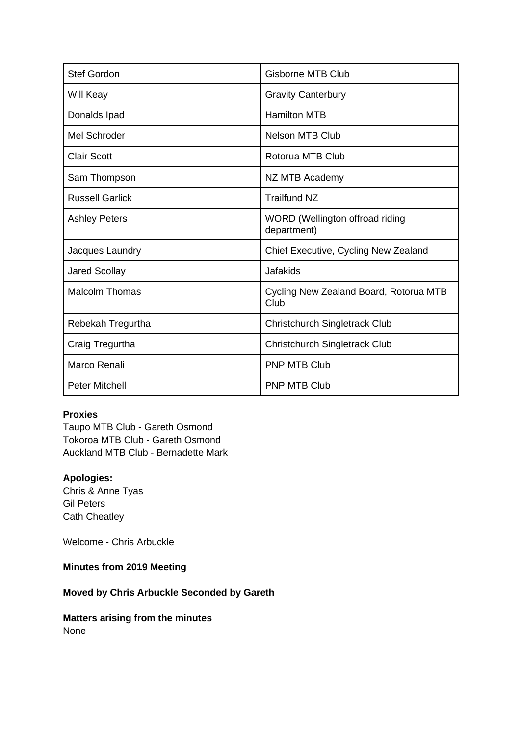| | |
|---|---|
| Stef Gordon | Gisborne MTB Club |
| Will Keay | Gravity Canterbury |
| Donalds Ipad | Hamilton MTB |
| Mel Schroder | Nelson MTB Club |
| Clair Scott | Rotorua MTB Club |
| Sam Thompson | NZ MTB Academy |
| Russell Garlick | Trailfund NZ |
| Ashley Peters | WORD (Wellington offroad riding department) |
| Jacques Laundry | Chief Executive, Cycling New Zealand |
| Jared Scollay | Jafakids |
| Malcolm Thomas | Cycling New Zealand Board, Rotorua MTB Club |
| Rebekah Tregurtha | Christchurch Singletrack Club |
| Craig Tregurtha | Christchurch Singletrack Club |
| Marco Renali | PNP MTB Club |
| Peter Mitchell | PNP MTB Club |

**Proxies**
Taupo MTB Club - Gareth Osmond
Tokoroa MTB Club - Gareth Osmond
Auckland MTB Club - Bernadette Mark

**Apologies:**
Chris & Anne Tyas
Gil Peters
Cath Cheatley

Welcome - Chris Arbuckle

**Minutes from 2019 Meeting**

**Moved by Chris Arbuckle Seconded by Gareth**

**Matters arising from the minutes**
None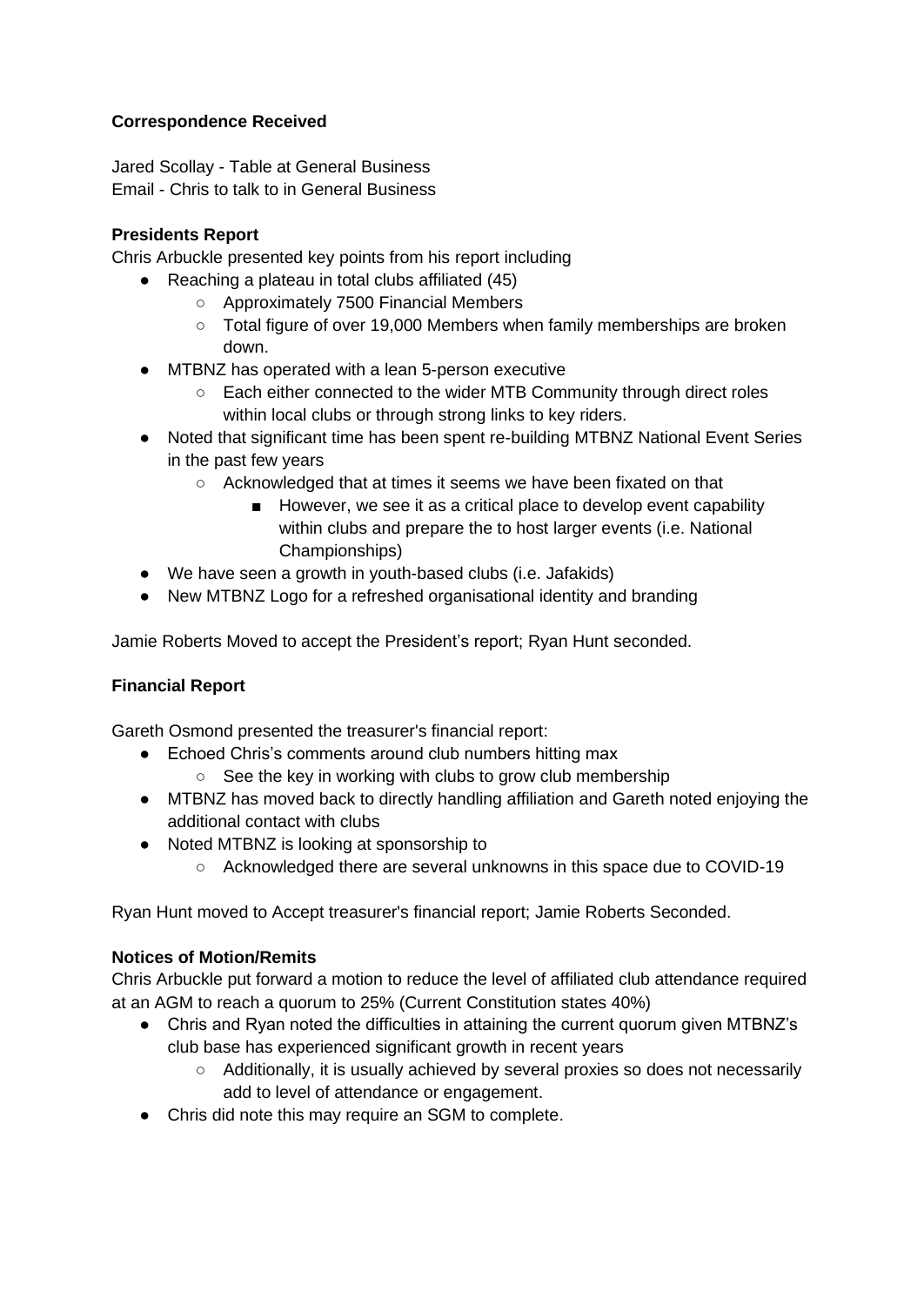**Correspondence Received**

Jared Scollay - Table at General Business
Email - Chris to talk to in General Business

**Presidents Report**

Chris Arbuckle presented key points from his report including

- Reaching a plateau in total clubs affiliated (45)
  - Approximately 7500 Financial Members
  - Total figure of over 19,000 Members when family memberships are broken down.
- MTBNZ has operated with a lean 5-person executive
  - Each either connected to the wider MTB Community through direct roles within local clubs or through strong links to key riders.
- Noted that significant time has been spent re-building MTBNZ National Event Series in the past few years
  - Acknowledged that at times it seems we have been fixated on that
    - However, we see it as a critical place to develop event capability within clubs and prepare the to host larger events (i.e. National Championships)
- We have seen a growth in youth-based clubs (i.e. Jafakids)
- New MTBNZ Logo for a refreshed organisational identity and branding

Jamie Roberts Moved to accept the President's report; Ryan Hunt seconded.

**Financial Report**

Gareth Osmond presented the treasurer's financial report:

- Echoed Chris's comments around club numbers hitting max
  - See the key in working with clubs to grow club membership
- MTBNZ has moved back to directly handling affiliation and Gareth noted enjoying the additional contact with clubs
- Noted MTBNZ is looking at sponsorship to
  - Acknowledged there are several unknowns in this space due to COVID-19

Ryan Hunt moved to Accept treasurer's financial report; Jamie Roberts Seconded.

**Notices of Motion/Remits**

Chris Arbuckle put forward a motion to reduce the level of affiliated club attendance required at an AGM to reach a quorum to 25% (Current Constitution states 40%)

- Chris and Ryan noted the difficulties in attaining the current quorum given MTBNZ's club base has experienced significant growth in recent years
  - Additionally, it is usually achieved by several proxies so does not necessarily add to level of attendance or engagement.
- Chris did note this may require an SGM to complete.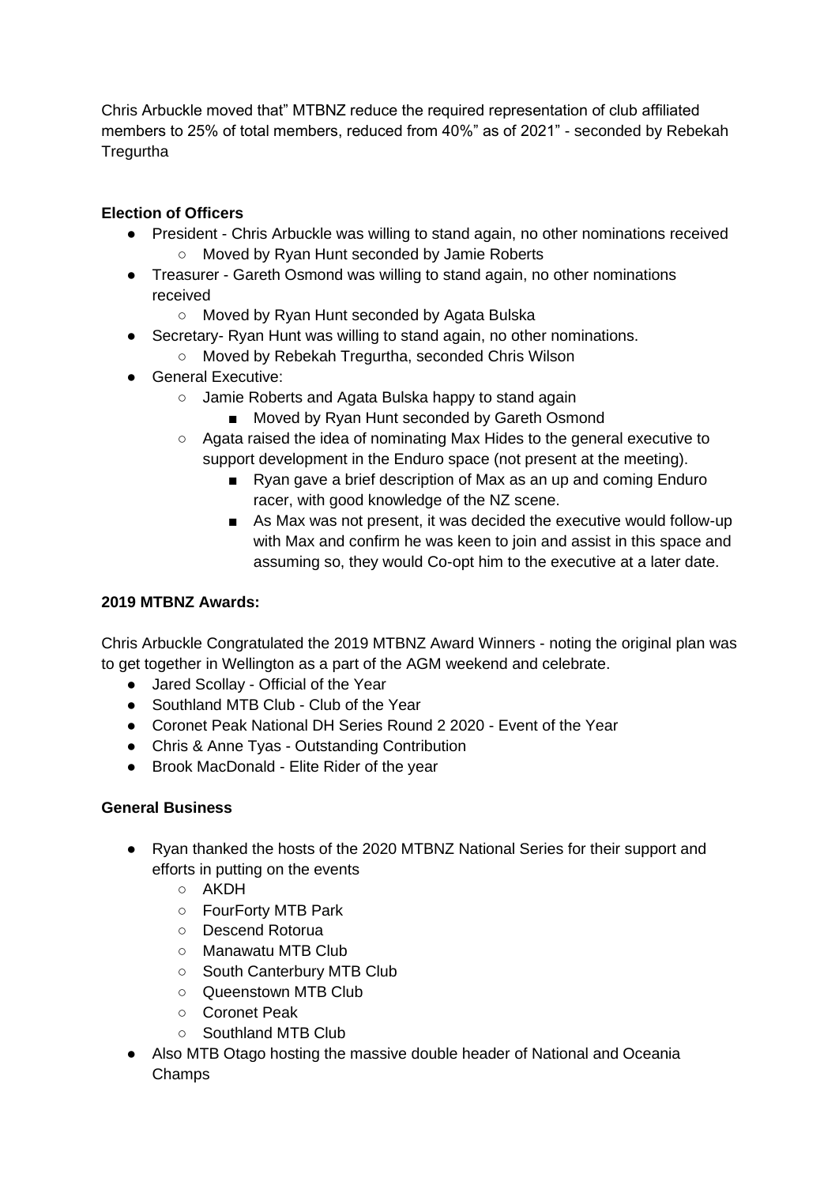Chris Arbuckle moved that" MTBNZ reduce the required representation of club affiliated members to 25% of total members, reduced from 40%" as of 2021" - seconded by Rebekah Tregurtha

**Election of Officers**

- President - Chris Arbuckle was willing to stand again, no other nominations received
  - Moved by Ryan Hunt seconded by Jamie Roberts
- Treasurer - Gareth Osmond was willing to stand again, no other nominations received
  - Moved by Ryan Hunt seconded by Agata Bulska
- Secretary- Ryan Hunt was willing to stand again, no other nominations.
  - Moved by Rebekah Tregurtha, seconded Chris Wilson
- General Executive:
  - Jamie Roberts and Agata Bulska happy to stand again
    - Moved by Ryan Hunt seconded by Gareth Osmond
  - Agata raised the idea of nominating Max Hides to the general executive to support development in the Enduro space (not present at the meeting).
    - Ryan gave a brief description of Max as an up and coming Enduro racer, with good knowledge of the NZ scene.
    - As Max was not present, it was decided the executive would follow-up with Max and confirm he was keen to join and assist in this space and assuming so, they would Co-opt him to the executive at a later date.

**2019 MTBNZ Awards:**

Chris Arbuckle Congratulated the 2019 MTBNZ Award Winners - noting the original plan was to get together in Wellington as a part of the AGM weekend and celebrate.

- Jared Scollay - Official of the Year
- Southland MTB Club - Club of the Year
- Coronet Peak National DH Series Round 2 2020 - Event of the Year
- Chris & Anne Tyas - Outstanding Contribution
- Brook MacDonald - Elite Rider of the year

**General Business**

- Ryan thanked the hosts of the 2020 MTBNZ National Series for their support and efforts in putting on the events
  - AKDH
  - FourForty MTB Park
  - Descend Rotorua
  - Manawatu MTB Club
  - South Canterbury MTB Club
  - Queenstown MTB Club
  - Coronet Peak
  - Southland MTB Club
- Also MTB Otago hosting the massive double header of National and Oceania Champs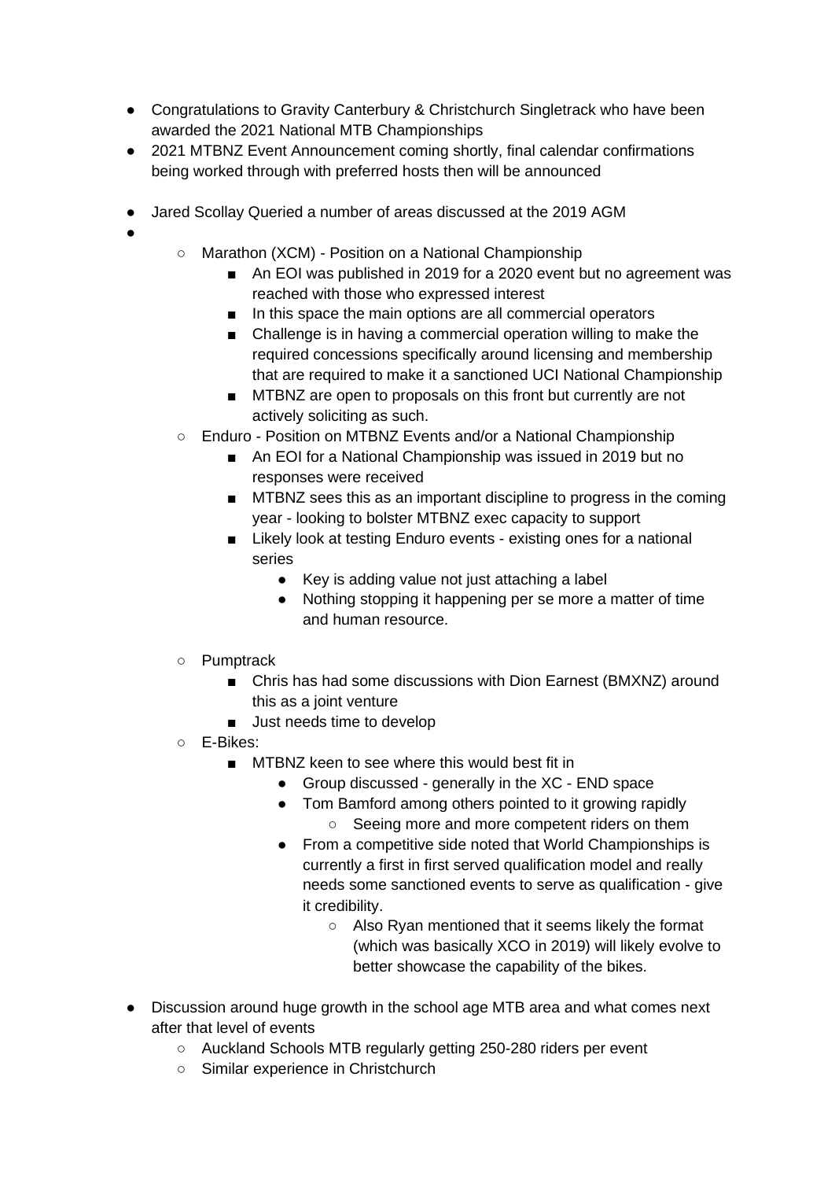- Congratulations to Gravity Canterbury & Christchurch Singletrack who have been awarded the 2021 National MTB Championships
- 2021 MTBNZ Event Announcement coming shortly, final calendar confirmations being worked through with preferred hosts then will be announced

- Jared Scollay Queried a number of areas discussed at the 2019 AGM
-
    - Marathon (XCM) - Position on a National Championship
        - An EOI was published in 2019 for a 2020 event but no agreement was reached with those who expressed interest
        - In this space the main options are all commercial operators
        - Challenge is in having a commercial operation willing to make the required concessions specifically around licensing and membership that are required to make it a sanctioned UCI National Championship
        - MTBNZ are open to proposals on this front but currently are not actively soliciting as such.
    - Enduro - Position on MTBNZ Events and/or a National Championship
        - An EOI for a National Championship was issued in 2019 but no responses were received
        - MTBNZ sees this as an important discipline to progress in the coming year - looking to bolster MTBNZ exec capacity to support
        - Likely look at testing Enduro events - existing ones for a national series
            - Key is adding value not just attaching a label
            - Nothing stopping it happening per se more a matter of time and human resource.

    - Pumptrack
        - Chris has had some discussions with Dion Earnest (BMXNZ) around this as a joint venture
        - Just needs time to develop
    - E-Bikes:
        - MTBNZ keen to see where this would best fit in
            - Group discussed - generally in the XC - END space
            - Tom Bamford among others pointed to it growing rapidly
                - Seeing more and more competent riders on them
            - From a competitive side noted that World Championships is currently a first in first served qualification model and really needs some sanctioned events to serve as qualification - give it credibility.
                - Also Ryan mentioned that it seems likely the format (which was basically XCO in 2019) will likely evolve to better showcase the capability of the bikes.

- Discussion around huge growth in the school age MTB area and what comes next after that level of events
    - Auckland Schools MTB regularly getting 250-280 riders per event
    - Similar experience in Christchurch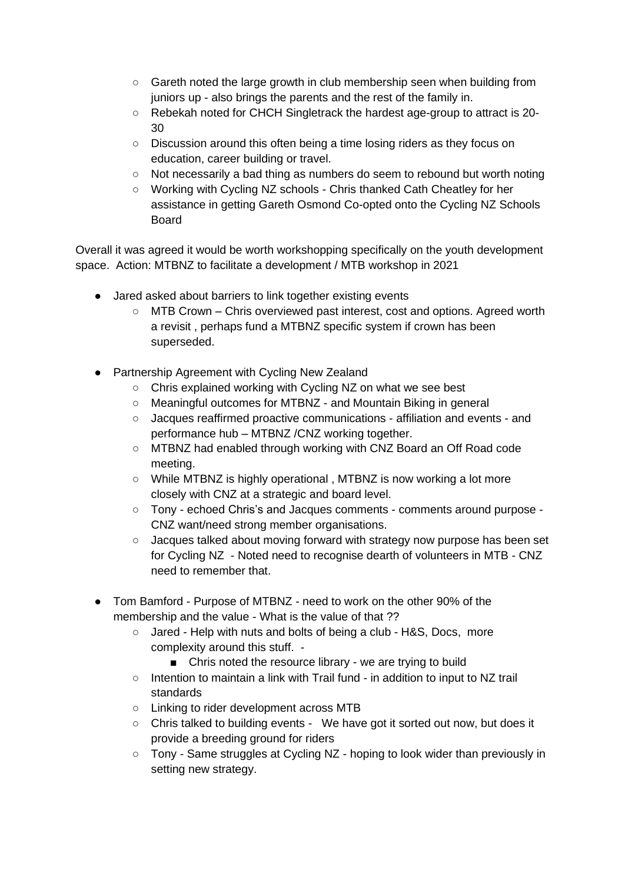- Gareth noted the large growth in club membership seen when building from juniors up - also brings the parents and the rest of the family in.
  - Rebekah noted for CHCH Singletrack the hardest age-group to attract is 20-30
  - Discussion around this often being a time losing riders as they focus on education, career building or travel.
  - Not necessarily a bad thing as numbers do seem to rebound but worth noting
  - Working with Cycling NZ schools - Chris thanked Cath Cheatley for her assistance in getting Gareth Osmond Co-opted onto the Cycling NZ Schools Board

Overall it was agreed it would be worth workshopping specifically on the youth development space. Action: MTBNZ to facilitate a development / MTB workshop in 2021

- Jared asked about barriers to link together existing events
  - MTB Crown – Chris overviewed past interest, cost and options. Agreed worth a revisit , perhaps fund a MTBNZ specific system if crown has been superseded.

- Partnership Agreement with Cycling New Zealand
  - Chris explained working with Cycling NZ on what we see best
  - Meaningful outcomes for MTBNZ - and Mountain Biking in general
  - Jacques reaffirmed proactive communications - affiliation and events - and performance hub – MTBNZ /CNZ working together.
  - MTBNZ had enabled through working with CNZ Board an Off Road code meeting.
  - While MTBNZ is highly operational , MTBNZ is now working a lot more closely with CNZ at a strategic and board level.
  - Tony - echoed Chris's and Jacques comments - comments around purpose - CNZ want/need strong member organisations.
  - Jacques talked about moving forward with strategy now purpose has been set for Cycling NZ - Noted need to recognise dearth of volunteers in MTB - CNZ need to remember that.

- Tom Bamford - Purpose of MTBNZ - need to work on the other 90% of the membership and the value - What is the value of that ??
  - Jared - Help with nuts and bolts of being a club - H&S, Docs, more complexity around this stuff. -
    - Chris noted the resource library - we are trying to build
  - Intention to maintain a link with Trail fund - in addition to input to NZ trail standards
  - Linking to rider development across MTB
  - Chris talked to building events - We have got it sorted out now, but does it provide a breeding ground for riders
  - Tony - Same struggles at Cycling NZ - hoping to look wider than previously in setting new strategy.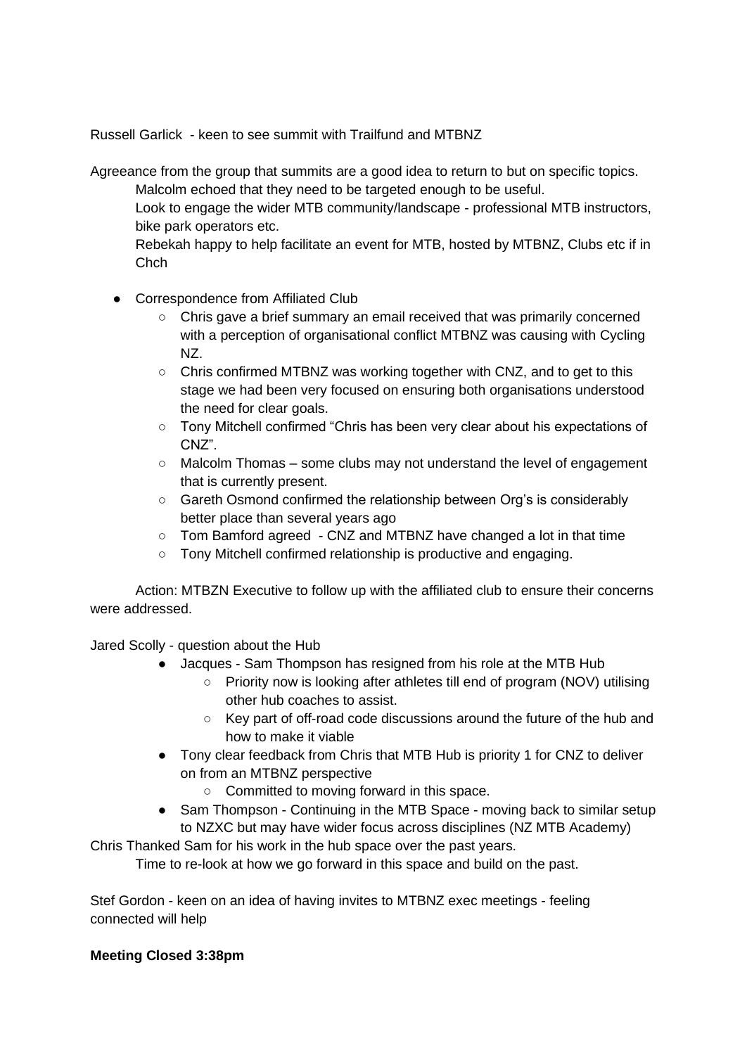Russell Garlick - keen to see summit with Trailfund and MTBNZ

Agreeance from the group that summits are a good idea to return to but on specific topics.

Malcolm echoed that they need to be targeted enough to be useful.

Look to engage the wider MTB community/landscape - professional MTB instructors, bike park operators etc.

Rebekah happy to help facilitate an event for MTB, hosted by MTBNZ, Clubs etc if in Chch

- Correspondence from Affiliated Club
  - Chris gave a brief summary an email received that was primarily concerned with a perception of organisational conflict MTBNZ was causing with Cycling NZ.
  - Chris confirmed MTBNZ was working together with CNZ, and to get to this stage we had been very focused on ensuring both organisations understood the need for clear goals.
  - Tony Mitchell confirmed "Chris has been very clear about his expectations of CNZ".
  - Malcolm Thomas – some clubs may not understand the level of engagement that is currently present.
  - Gareth Osmond confirmed the relationship between Org's is considerably better place than several years ago
  - Tom Bamford agreed - CNZ and MTBNZ have changed a lot in that time
  - Tony Mitchell confirmed relationship is productive and engaging.

Action: MTBZN Executive to follow up with the affiliated club to ensure their concerns were addressed.

Jared Scolly - question about the Hub

- Jacques - Sam Thompson has resigned from his role at the MTB Hub
  - Priority now is looking after athletes till end of program (NOV) utilising other hub coaches to assist.
  - Key part of off-road code discussions around the future of the hub and how to make it viable
- Tony clear feedback from Chris that MTB Hub is priority 1 for CNZ to deliver on from an MTBNZ perspective
  - Committed to moving forward in this space.
- Sam Thompson - Continuing in the MTB Space - moving back to similar setup to NZXC but may have wider focus across disciplines (NZ MTB Academy)

Chris Thanked Sam for his work in the hub space over the past years.

Time to re-look at how we go forward in this space and build on the past.

Stef Gordon - keen on an idea of having invites to MTBNZ exec meetings - feeling connected will help

**Meeting Closed 3:38pm**